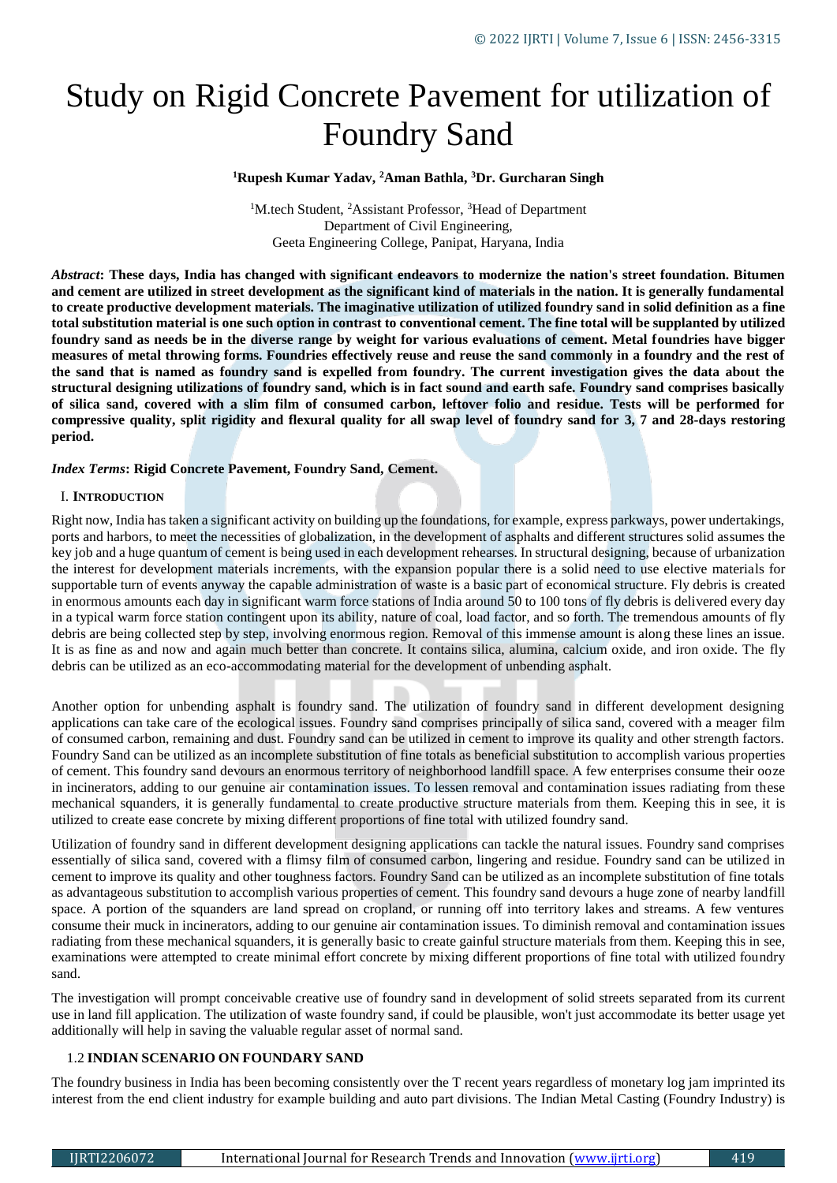# Study on Rigid Concrete Pavement for utilization of Foundry Sand

**[1]Rupesh Kumar Yadav, [2]Aman Bathla, [3]Dr. Gurcharan Singh**

[1]M.tech Student, [2]Assistant Professor, [3]Head of Department
Department of Civil Engineering,
Geeta Engineering College, Panipat, Haryana, India

***Abstract*: These days, India has changed with significant endeavors to modernize the nation's street foundation. Bitumen and cement are utilized in street development as the significant kind of materials in the nation. It is generally fundamental to create productive development materials. The imaginative utilization of utilized foundry sand in solid definition as a fine total substitution material is one such option in contrast to conventional cement. The fine total will be supplanted by utilized foundry sand as needs be in the diverse range by weight for various evaluations of cement. Metal foundries have bigger measures of metal throwing forms. Foundries effectively reuse and reuse the sand commonly in a foundry and the rest of the sand that is named as foundry sand is expelled from foundry. The current investigation gives the data about the structural designing utilizations of foundry sand, which is in fact sound and earth safe. Foundry sand comprises basically of silica sand, covered with a slim film of consumed carbon, leftover folio and residue. Tests will be performed for compressive quality, split rigidity and flexural quality for all swap level of foundry sand for 3, 7 and 28-days restoring period.**

***Index Terms*: Rigid Concrete Pavement, Foundry Sand, Cement.**

## I. INTRODUCTION

Right now, India has taken a significant activity on building up the foundations, for example, express parkways, power undertakings, ports and harbors, to meet the necessities of globalization, in the development of asphalts and different structures solid assumes the key job and a huge quantum of cement is being used in each development rehearses. In structural designing, because of urbanization the interest for development materials increments, with the expansion popular there is a solid need to use elective materials for supportable turn of events anyway the capable administration of waste is a basic part of economical structure. Fly debris is created in enormous amounts each day in significant warm force stations of India around 50 to 100 tons of fly debris is delivered every day in a typical warm force station contingent upon its ability, nature of coal, load factor, and so forth. The tremendous amounts of fly debris are being collected step by step, involving enormous region. Removal of this immense amount is along these lines an issue. It is as fine as and now and again much better than concrete. It contains silica, alumina, calcium oxide, and iron oxide. The fly debris can be utilized as an eco-accommodating material for the development of unbending asphalt.

Another option for unbending asphalt is foundry sand. The utilization of foundry sand in different development designing applications can take care of the ecological issues. Foundry sand comprises principally of silica sand, covered with a meager film of consumed carbon, remaining and dust. Foundry sand can be utilized in cement to improve its quality and other strength factors. Foundry Sand can be utilized as an incomplete substitution of fine totals as beneficial substitution to accomplish various properties of cement. This foundry sand devours an enormous territory of neighborhood landfill space. A few enterprises consume their ooze in incinerators, adding to our genuine air contamination issues. To lessen removal and contamination issues radiating from these mechanical squanders, it is generally fundamental to create productive structure materials from them. Keeping this in see, it is utilized to create ease concrete by mixing different proportions of fine total with utilized foundry sand.

Utilization of foundry sand in different development designing applications can tackle the natural issues. Foundry sand comprises essentially of silica sand, covered with a flimsy film of consumed carbon, lingering and residue. Foundry sand can be utilized in cement to improve its quality and other toughness factors. Foundry Sand can be utilized as an incomplete substitution of fine totals as advantageous substitution to accomplish various properties of cement. This foundry sand devours a huge zone of nearby landfill space. A portion of the squanders are land spread on cropland, or running off into territory lakes and streams. A few ventures consume their muck in incinerators, adding to our genuine air contamination issues. To diminish removal and contamination issues radiating from these mechanical squanders, it is generally basic to create gainful structure materials from them. Keeping this in see, examinations were attempted to create minimal effort concrete by mixing different proportions of fine total with utilized foundry sand.

The investigation will prompt conceivable creative use of foundry sand in development of solid streets separated from its current use in land fill application. The utilization of waste foundry sand, if could be plausible, won't just accommodate its better usage yet additionally will help in saving the valuable regular asset of normal sand.

### 1.2 INDIAN SCENARIO ON FOUNDARY SAND

The foundry business in India has been becoming consistently over the T recent years regardless of monetary log jam imprinted its interest from the end client industry for example building and auto part divisions. The Indian Metal Casting (Foundry Industry) is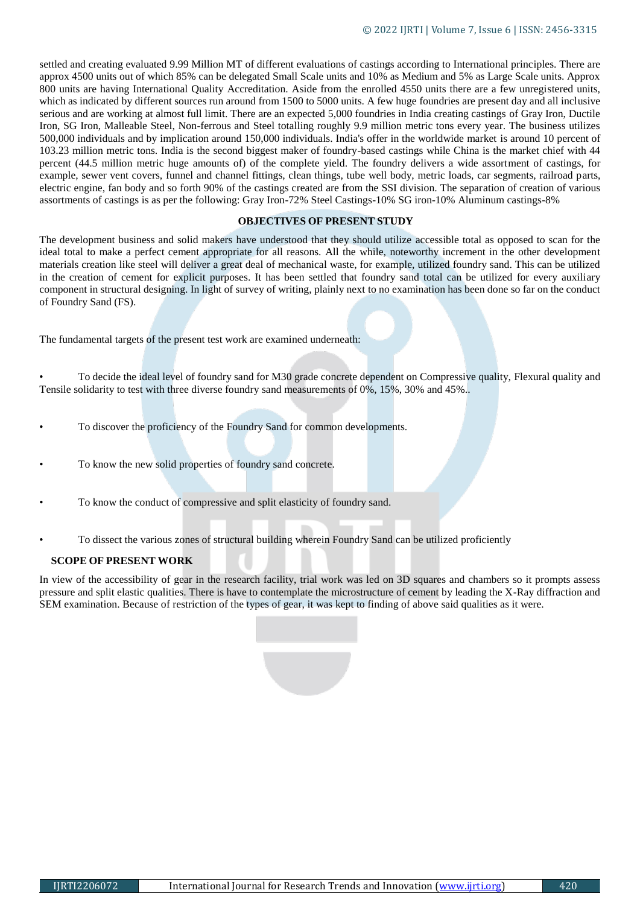settled and creating evaluated 9.99 Million MT of different evaluations of castings according to International principles. There are approx 4500 units out of which 85% can be delegated Small Scale units and 10% as Medium and 5% as Large Scale units. Approx 800 units are having International Quality Accreditation. Aside from the enrolled 4550 units there are a few unregistered units, which as indicated by different sources run around from 1500 to 5000 units. A few huge foundries are present day and all inclusive serious and are working at almost full limit. There are an expected 5,000 foundries in India creating castings of Gray Iron, Ductile Iron, SG Iron, Malleable Steel, Non-ferrous and Steel totalling roughly 9.9 million metric tons every year. The business utilizes 500,000 individuals and by implication around 150,000 individuals. India's offer in the worldwide market is around 10 percent of 103.23 million metric tons. India is the second biggest maker of foundry-based castings while China is the market chief with 44 percent (44.5 million metric huge amounts of) of the complete yield. The foundry delivers a wide assortment of castings, for example, sewer vent covers, funnel and channel fittings, clean things, tube well body, metric loads, car segments, railroad parts, electric engine, fan body and so forth 90% of the castings created are from the SSI division. The separation of creation of various assortments of castings is as per the following: Gray Iron-72% Steel Castings-10% SG iron-10% Aluminum castings-8%

## OBJECTIVES OF PRESENT STUDY

The development business and solid makers have understood that they should utilize accessible total as opposed to scan for the ideal total to make a perfect cement appropriate for all reasons. All the while, noteworthy increment in the other development materials creation like steel will deliver a great deal of mechanical waste, for example, utilized foundry sand. This can be utilized in the creation of cement for explicit purposes. It has been settled that foundry sand total can be utilized for every auxiliary component in structural designing. In light of survey of writing, plainly next to no examination has been done so far on the conduct of Foundry Sand (FS).

The fundamental targets of the present test work are examined underneath:

- To decide the ideal level of foundry sand for M30 grade concrete dependent on Compressive quality, Flexural quality and Tensile solidarity to test with three diverse foundry sand measurements of 0%, 15%, 30% and 45%..
- To discover the proficiency of the Foundry Sand for common developments.
- To know the new solid properties of foundry sand concrete.
- To know the conduct of compressive and split elasticity of foundry sand.
- To dissect the various zones of structural building wherein Foundry Sand can be utilized proficiently

## SCOPE OF PRESENT WORK

In view of the accessibility of gear in the research facility, trial work was led on 3D squares and chambers so it prompts assess pressure and split elastic qualities. There is have to contemplate the microstructure of cement by leading the X-Ray diffraction and SEM examination. Because of restriction of the types of gear, it was kept to finding of above said qualities as it were.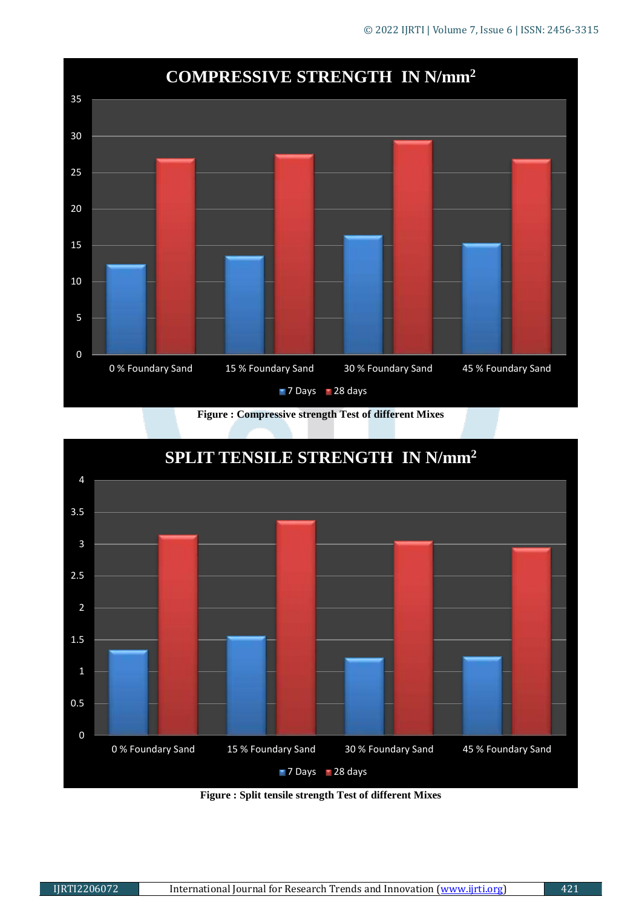**COMPRESSIVE STRENGTH IN N/mm²**

Figure : Compressive strength Test of different Mixes

**SPLIT TENSILE STRENGTH IN N/mm²**

Figure : Split tensile strength Test of different Mixes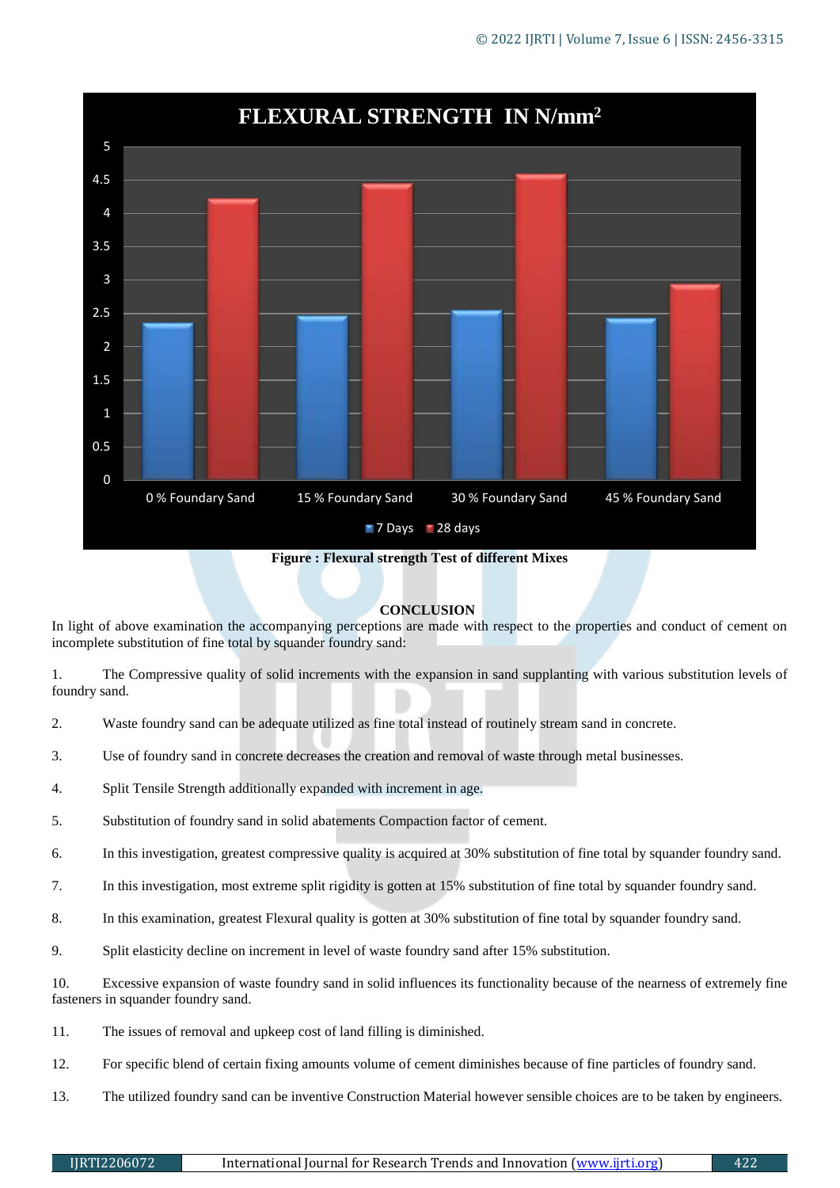FLEXURAL STRENGTH IN N/mm$^2$

**Figure : Flexural strength Test of different Mixes**

## CONCLUSION

In light of above examination the accompanying perceptions are made with respect to the properties and conduct of cement on incomplete substitution of fine total by squander foundry sand:

1. The Compressive quality of solid increments with the expansion in sand supplanting with various substitution levels of foundry sand.
2. Waste foundry sand can be adequate utilized as fine total instead of routinely stream sand in concrete.
3. Use of foundry sand in concrete decreases the creation and removal of waste through metal businesses.
4. Split Tensile Strength additionally expanded with increment in age.
5. Substitution of foundry sand in solid abatements Compaction factor of cement.
6. In this investigation, greatest compressive quality is acquired at 30% substitution of fine total by squander foundry sand.
7. In this investigation, most extreme split rigidity is gotten at 15% substitution of fine total by squander foundry sand.
8. In this examination, greatest Flexural quality is gotten at 30% substitution of fine total by squander foundry sand.
9. Split elasticity decline on increment in level of waste foundry sand after 15% substitution.
10. Excessive expansion of waste foundry sand in solid influences its functionality because of the nearness of extremely fine fasteners in squander foundry sand.
11. The issues of removal and upkeep cost of land filling is diminished.
12. For specific blend of certain fixing amounts volume of cement diminishes because of fine particles of foundry sand.
13. The utilized foundry sand can be inventive Construction Material however sensible choices are to be taken by engineers.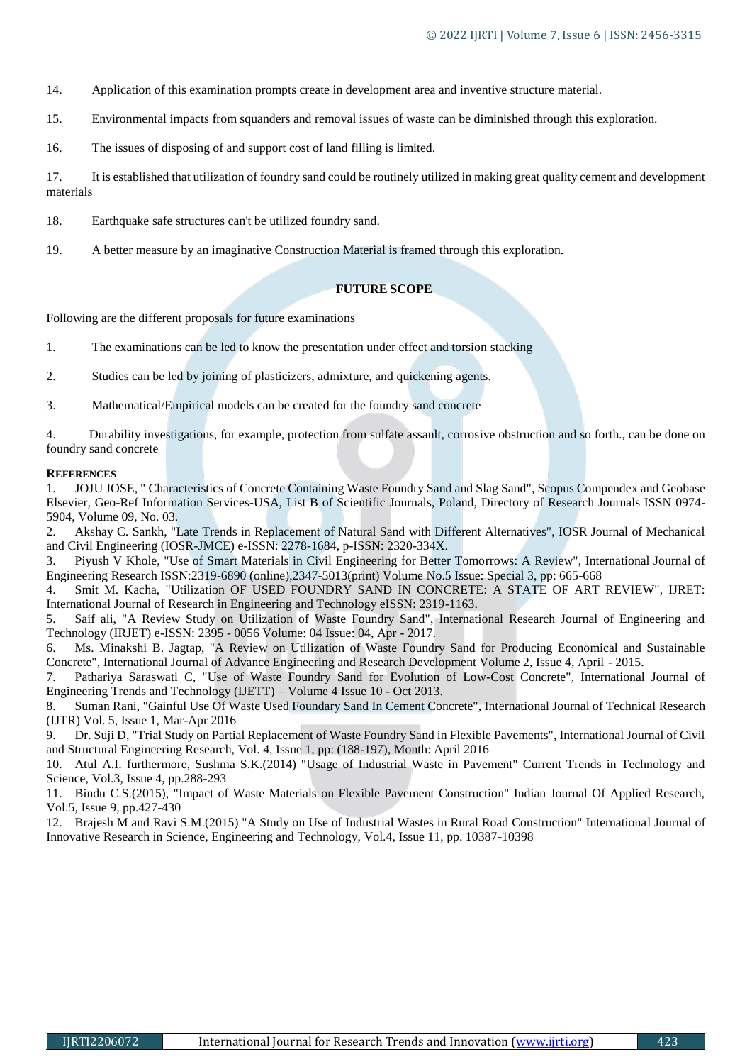14. Application of this examination prompts create in development area and inventive structure material.

15. Environmental impacts from squanders and removal issues of waste can be diminished through this exploration.

16. The issues of disposing of and support cost of land filling is limited.

17. It is established that utilization of foundry sand could be routinely utilized in making great quality cement and development materials

18. Earthquake safe structures can't be utilized foundry sand.

19. A better measure by an imaginative Construction Material is framed through this exploration.

## FUTURE SCOPE

Following are the different proposals for future examinations

1. The examinations can be led to know the presentation under effect and torsion stacking

2. Studies can be led by joining of plasticizers, admixture, and quickening agents.

3. Mathematical/Empirical models can be created for the foundry sand concrete

4. Durability investigations, for example, protection from sulfate assault, corrosive obstruction and so forth., can be done on foundry sand concrete

## REFERENCES

1. JOJU JOSE, " Characteristics of Concrete Containing Waste Foundry Sand and Slag Sand", Scopus Compendex and Geobase Elsevier, Geo-Ref Information Services-USA, List B of Scientific Journals, Poland, Directory of Research Journals ISSN 0974-5904, Volume 09, No. 03.
2. Akshay C. Sankh, "Late Trends in Replacement of Natural Sand with Different Alternatives", IOSR Journal of Mechanical and Civil Engineering (IOSR-JMCE) e-ISSN: 2278-1684, p-ISSN: 2320-334X.
3. Piyush V Khole, "Use of Smart Materials in Civil Engineering for Better Tomorrows: A Review", International Journal of Engineering Research ISSN:2319-6890 (online),2347-5013(print) Volume No.5 Issue: Special 3, pp: 665-668
4. Smit M. Kacha, "Utilization OF USED FOUNDRY SAND IN CONCRETE: A STATE OF ART REVIEW", IJRET: International Journal of Research in Engineering and Technology eISSN: 2319-1163.
5. Saif ali, "A Review Study on Utilization of Waste Foundry Sand", International Research Journal of Engineering and Technology (IRJET) e-ISSN: 2395 - 0056 Volume: 04 Issue: 04, Apr - 2017.
6. Ms. Minakshi B. Jagtap, "A Review on Utilization of Waste Foundry Sand for Producing Economical and Sustainable Concrete", International Journal of Advance Engineering and Research Development Volume 2, Issue 4, April - 2015.
7. Pathariya Saraswati C, "Use of Waste Foundry Sand for Evolution of Low-Cost Concrete", International Journal of Engineering Trends and Technology (IJETT) – Volume 4 Issue 10 - Oct 2013.
8. Suman Rani, "Gainful Use Of Waste Used Foundary Sand In Cement Concrete", International Journal of Technical Research (IJTR) Vol. 5, Issue 1, Mar-Apr 2016
9. Dr. Suji D, "Trial Study on Partial Replacement of Waste Foundry Sand in Flexible Pavements", International Journal of Civil and Structural Engineering Research, Vol. 4, Issue 1, pp: (188-197), Month: April 2016
10. Atul A.I. furthermore, Sushma S.K.(2014) "Usage of Industrial Waste in Pavement" Current Trends in Technology and Science, Vol.3, Issue 4, pp.288-293
11. Bindu C.S.(2015), "Impact of Waste Materials on Flexible Pavement Construction" Indian Journal Of Applied Research, Vol.5, Issue 9, pp.427-430
12. Brajesh M and Ravi S.M.(2015) "A Study on Use of Industrial Wastes in Rural Road Construction" International Journal of Innovative Research in Science, Engineering and Technology, Vol.4, Issue 11, pp. 10387-10398